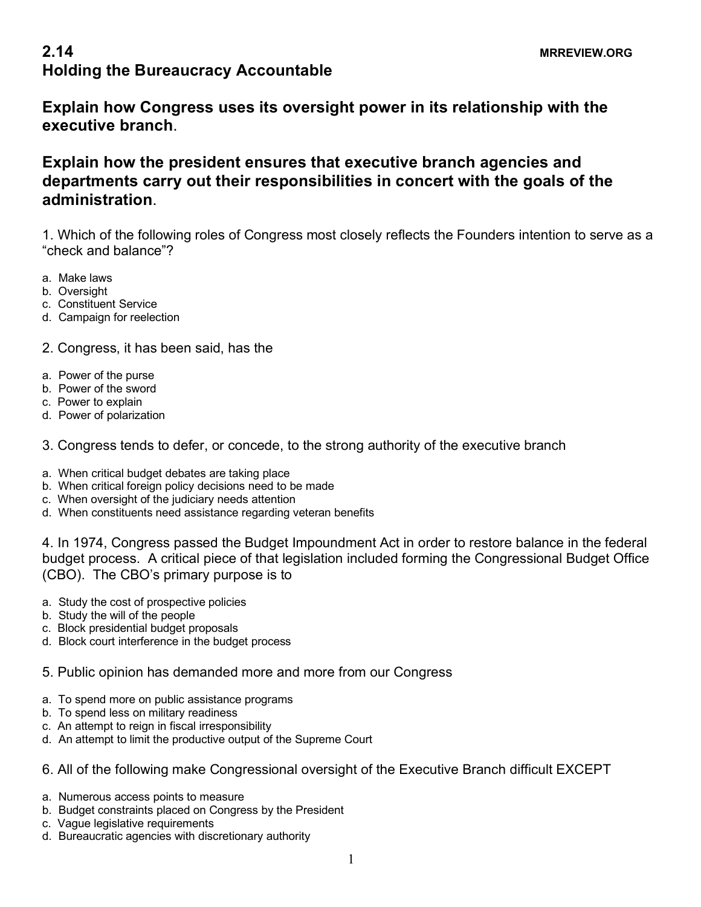# 2.14 Holding the Bureaucracy Accountable

MRREVIEW.ORG

## Explain how Congress uses its oversight power in its relationship with the executive branch.

## Explain how the president ensures that executive branch agencies and departments carry out their responsibilities in concert with the goals of the administration.

1. Which of the following roles of Congress most closely reflects the Founders intention to serve as a "check and balance"?

a. Make laws
b. Oversight
c. Constituent Service
d. Campaign for reelection

2. Congress, it has been said, has the

a. Power of the purse
b. Power of the sword
c. Power to explain
d. Power of polarization

3. Congress tends to defer, or concede, to the strong authority of the executive branch

a. When critical budget debates are taking place
b. When critical foreign policy decisions need to be made
c. When oversight of the judiciary needs attention
d. When constituents need assistance regarding veteran benefits

4. In 1974, Congress passed the Budget Impoundment Act in order to restore balance in the federal budget process. A critical piece of that legislation included forming the Congressional Budget Office (CBO). The CBO's primary purpose is to

a. Study the cost of prospective policies
b. Study the will of the people
c. Block presidential budget proposals
d. Block court interference in the budget process

5. Public opinion has demanded more and more from our Congress

a. To spend more on public assistance programs
b. To spend less on military readiness
c. An attempt to reign in fiscal irresponsibility
d. An attempt to limit the productive output of the Supreme Court

6. All of the following make Congressional oversight of the Executive Branch difficult EXCEPT

a. Numerous access points to measure
b. Budget constraints placed on Congress by the President
c. Vague legislative requirements
d. Bureaucratic agencies with discretionary authority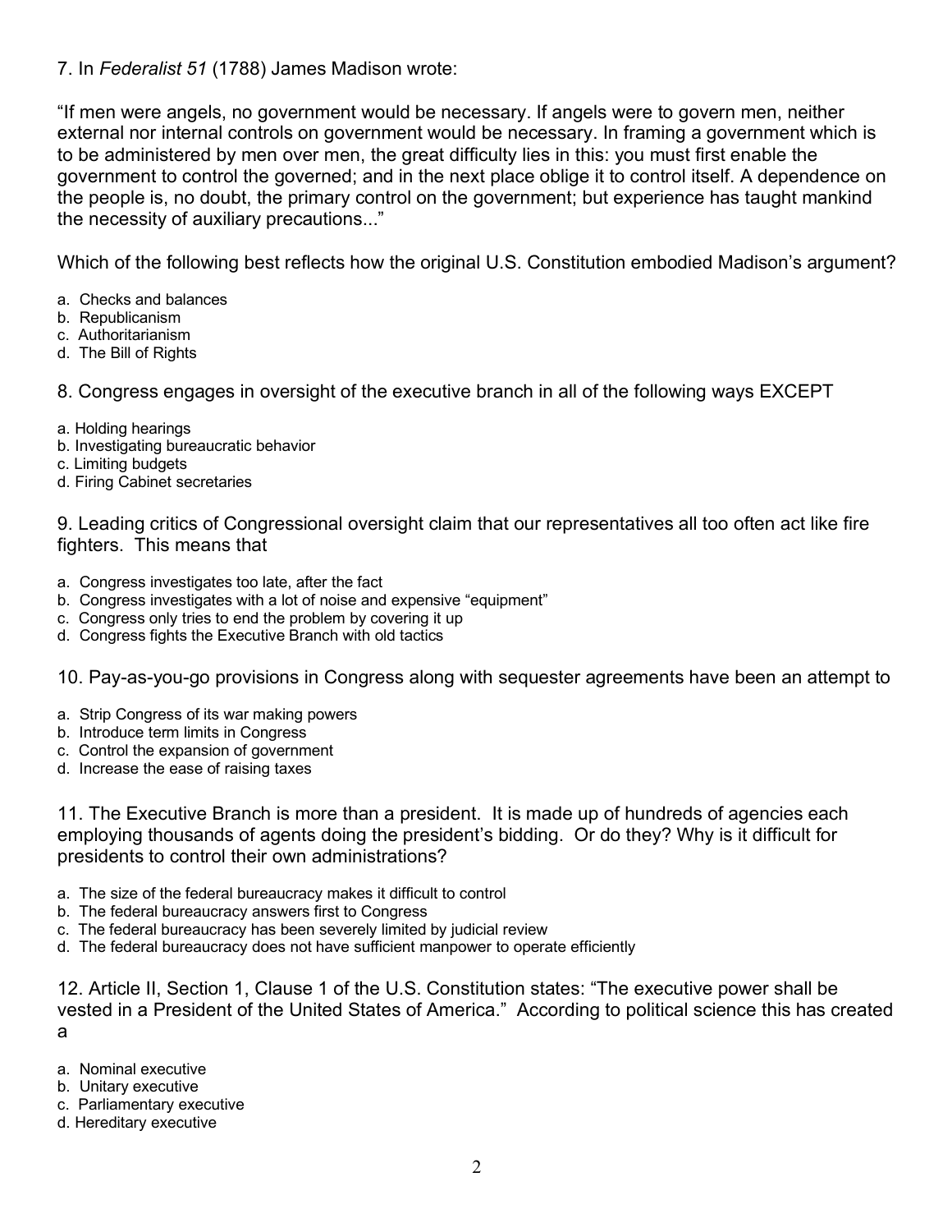7. In *Federalist 51* (1788) James Madison wrote:

"If men were angels, no government would be necessary. If angels were to govern men, neither external nor internal controls on government would be necessary. In framing a government which is to be administered by men over men, the great difficulty lies in this: you must first enable the government to control the governed; and in the next place oblige it to control itself. A dependence on the people is, no doubt, the primary control on the government; but experience has taught mankind the necessity of auxiliary precautions..."

Which of the following best reflects how the original U.S. Constitution embodied Madison's argument?

a. Checks and balances
b. Republicanism
c. Authoritarianism
d. The Bill of Rights

8. Congress engages in oversight of the executive branch in all of the following ways EXCEPT

a. Holding hearings
b. Investigating bureaucratic behavior
c. Limiting budgets
d. Firing Cabinet secretaries

9. Leading critics of Congressional oversight claim that our representatives all too often act like fire fighters. This means that

a. Congress investigates too late, after the fact
b. Congress investigates with a lot of noise and expensive "equipment"
c. Congress only tries to end the problem by covering it up
d. Congress fights the Executive Branch with old tactics

10. Pay-as-you-go provisions in Congress along with sequester agreements have been an attempt to

a. Strip Congress of its war making powers
b. Introduce term limits in Congress
c. Control the expansion of government
d. Increase the ease of raising taxes

11. The Executive Branch is more than a president. It is made up of hundreds of agencies each employing thousands of agents doing the president's bidding. Or do they? Why is it difficult for presidents to control their own administrations?

a. The size of the federal bureaucracy makes it difficult to control
b. The federal bureaucracy answers first to Congress
c. The federal bureaucracy has been severely limited by judicial review
d. The federal bureaucracy does not have sufficient manpower to operate efficiently

12. Article II, Section 1, Clause 1 of the U.S. Constitution states: "The executive power shall be vested in a President of the United States of America." According to political science this has created a

a. Nominal executive
b. Unitary executive
c. Parliamentary executive
d. Hereditary executive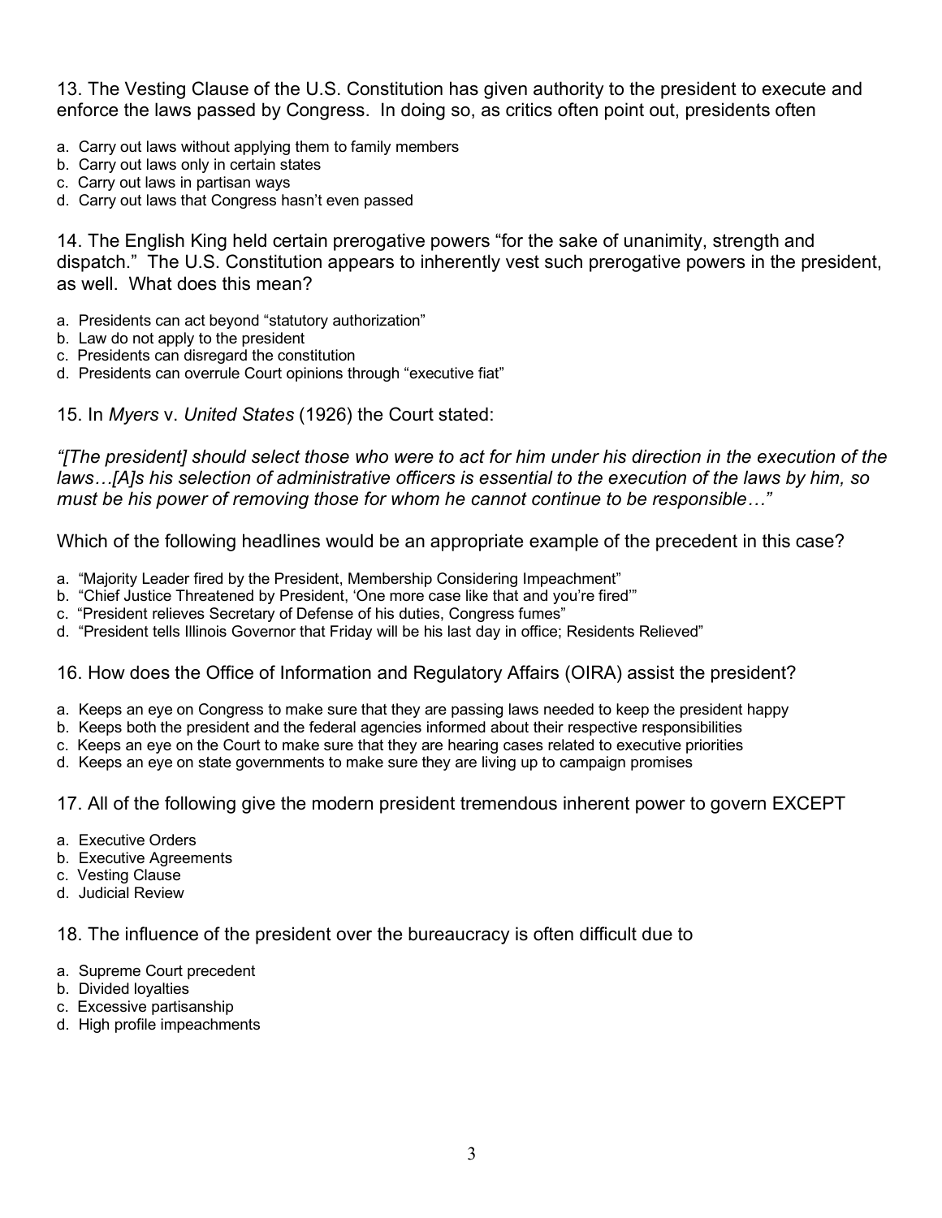13. The Vesting Clause of the U.S. Constitution has given authority to the president to execute and enforce the laws passed by Congress. In doing so, as critics often point out, presidents often

a. Carry out laws without applying them to family members
b. Carry out laws only in certain states
c. Carry out laws in partisan ways
d. Carry out laws that Congress hasn't even passed

14. The English King held certain prerogative powers "for the sake of unanimity, strength and dispatch." The U.S. Constitution appears to inherently vest such prerogative powers in the president, as well. What does this mean?

a. Presidents can act beyond "statutory authorization"
b. Law do not apply to the president
c. Presidents can disregard the constitution
d. Presidents can overrule Court opinions through "executive fiat"

15. In *Myers* v. *United States* (1926) the Court stated:

*"[The president] should select those who were to act for him under his direction in the execution of the laws…[A]s his selection of administrative officers is essential to the execution of the laws by him, so must be his power of removing those for whom he cannot continue to be responsible…"*

Which of the following headlines would be an appropriate example of the precedent in this case?

a. "Majority Leader fired by the President, Membership Considering Impeachment"
b. "Chief Justice Threatened by President, 'One more case like that and you're fired'"
c. "President relieves Secretary of Defense of his duties, Congress fumes"
d. "President tells Illinois Governor that Friday will be his last day in office; Residents Relieved"

16. How does the Office of Information and Regulatory Affairs (OIRA) assist the president?

a. Keeps an eye on Congress to make sure that they are passing laws needed to keep the president happy
b. Keeps both the president and the federal agencies informed about their respective responsibilities
c. Keeps an eye on the Court to make sure that they are hearing cases related to executive priorities
d. Keeps an eye on state governments to make sure they are living up to campaign promises

17. All of the following give the modern president tremendous inherent power to govern EXCEPT

a. Executive Orders
b. Executive Agreements
c. Vesting Clause
d. Judicial Review

18. The influence of the president over the bureaucracy is often difficult due to

a. Supreme Court precedent
b. Divided loyalties
c. Excessive partisanship
d. High profile impeachments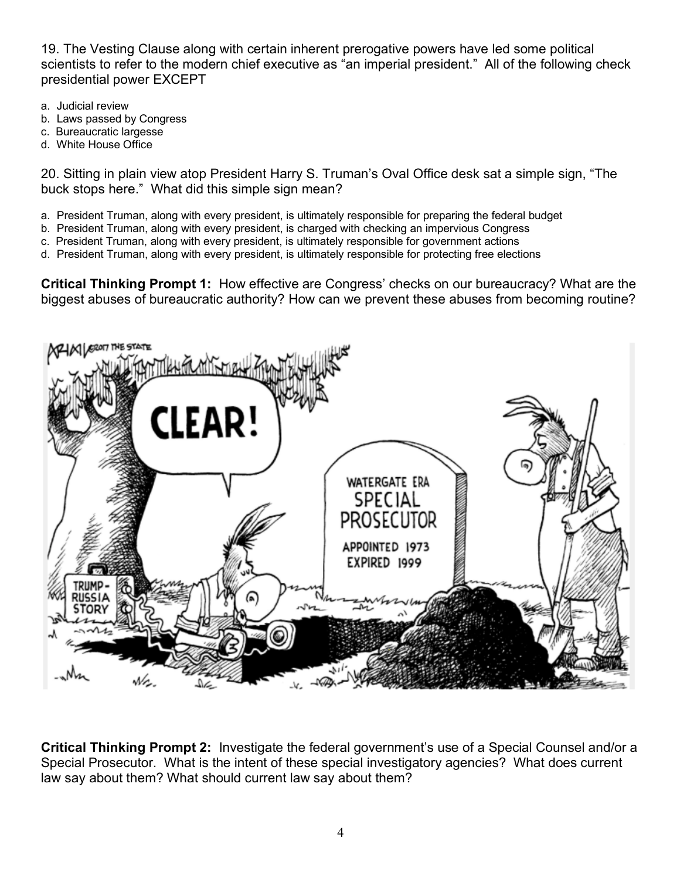19. The Vesting Clause along with certain inherent prerogative powers have led some political scientists to refer to the modern chief executive as "an imperial president." All of the following check presidential power EXCEPT

a. Judicial review
b. Laws passed by Congress
c. Bureaucratic largesse
d. White House Office

20. Sitting in plain view atop President Harry S. Truman's Oval Office desk sat a simple sign, "The buck stops here." What did this simple sign mean?

a. President Truman, along with every president, is ultimately responsible for preparing the federal budget
b. President Truman, along with every president, is charged with checking an impervious Congress
c. President Truman, along with every president, is ultimately responsible for government actions
d. President Truman, along with every president, is ultimately responsible for protecting free elections

**Critical Thinking Prompt 1:** How effective are Congress' checks on our bureaucracy? What are the biggest abuses of bureaucratic authority? How can we prevent these abuses from becoming routine?

**Critical Thinking Prompt 2:** Investigate the federal government's use of a Special Counsel and/or a Special Prosecutor. What is the intent of these special investigatory agencies? What does current law say about them? What should current law say about them?